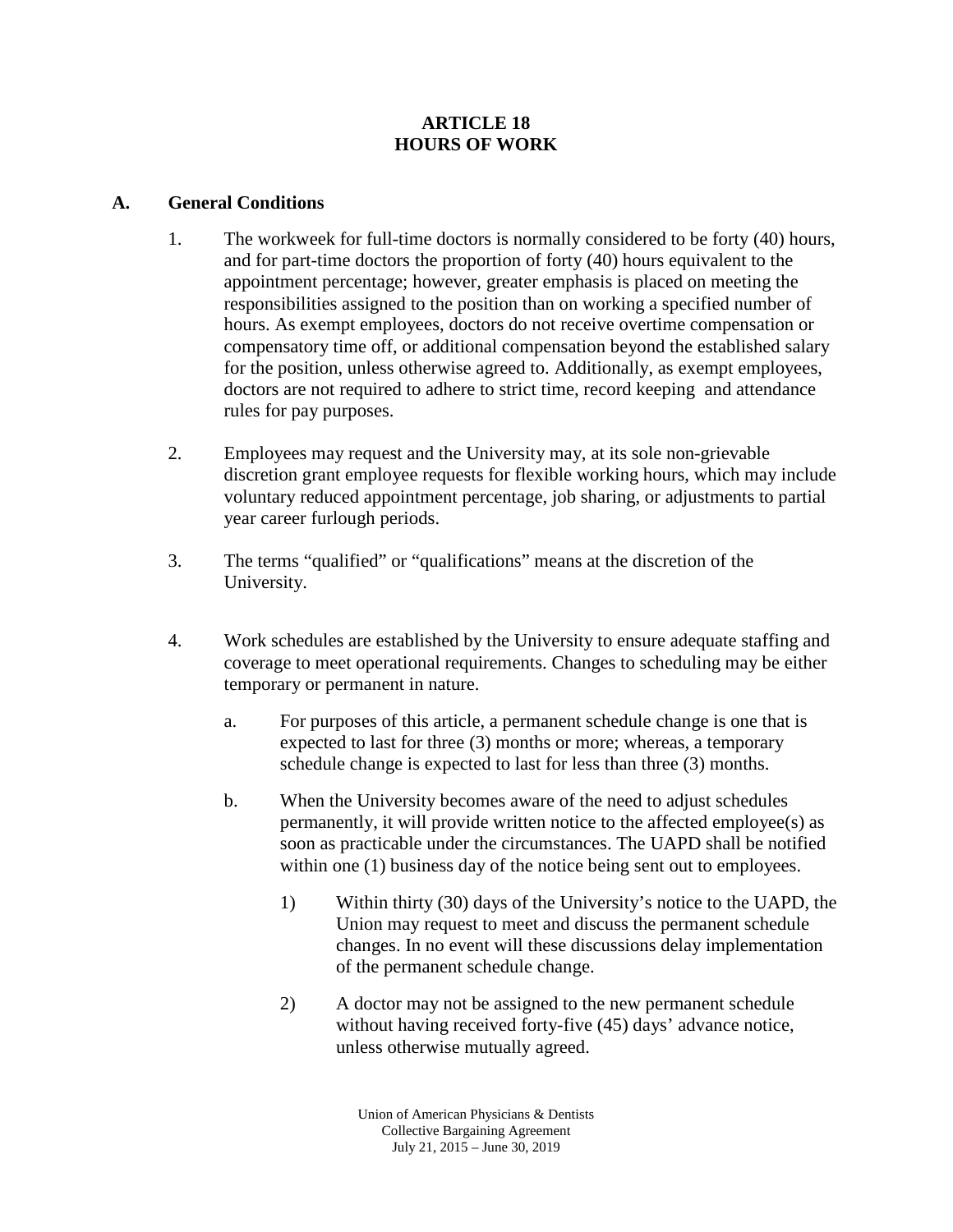# ARTICLE 18
# HOURS OF WORK

## A. General Conditions

1. The workweek for full-time doctors is normally considered to be forty (40) hours, and for part-time doctors the proportion of forty (40) hours equivalent to the appointment percentage; however, greater emphasis is placed on meeting the responsibilities assigned to the position than on working a specified number of hours. As exempt employees, doctors do not receive overtime compensation or compensatory time off, or additional compensation beyond the established salary for the position, unless otherwise agreed to. Additionally, as exempt employees, doctors are not required to adhere to strict time, record keeping and attendance rules for pay purposes.

2. Employees may request and the University may, at its sole non-grievable discretion grant employee requests for flexible working hours, which may include voluntary reduced appointment percentage, job sharing, or adjustments to partial year career furlough periods.

3. The terms "qualified" or "qualifications" means at the discretion of the University.

4. Work schedules are established by the University to ensure adequate staffing and coverage to meet operational requirements. Changes to scheduling may be either temporary or permanent in nature.

   a. For purposes of this article, a permanent schedule change is one that is expected to last for three (3) months or more; whereas, a temporary schedule change is expected to last for less than three (3) months.

   b. When the University becomes aware of the need to adjust schedules permanently, it will provide written notice to the affected employee(s) as soon as practicable under the circumstances. The UAPD shall be notified within one (1) business day of the notice being sent out to employees.

      1) Within thirty (30) days of the University's notice to the UAPD, the Union may request to meet and discuss the permanent schedule changes. In no event will these discussions delay implementation of the permanent schedule change.

      2) A doctor may not be assigned to the new permanent schedule without having received forty-five (45) days' advance notice, unless otherwise mutually agreed.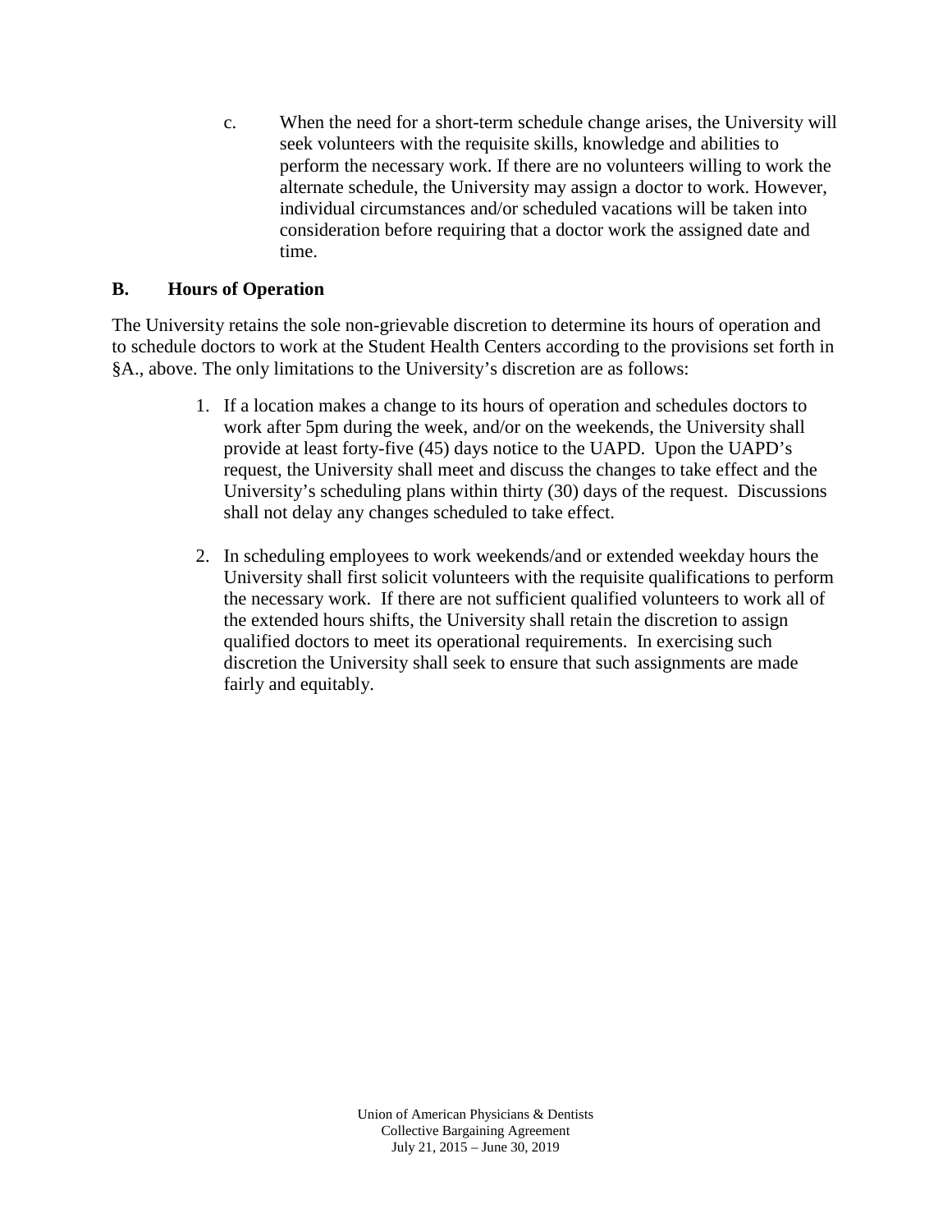c. When the need for a short-term schedule change arises, the University will seek volunteers with the requisite skills, knowledge and abilities to perform the necessary work. If there are no volunteers willing to work the alternate schedule, the University may assign a doctor to work. However, individual circumstances and/or scheduled vacations will be taken into consideration before requiring that a doctor work the assigned date and time.

## B. Hours of Operation

The University retains the sole non-grievable discretion to determine its hours of operation and to schedule doctors to work at the Student Health Centers according to the provisions set forth in §A., above. The only limitations to the University's discretion are as follows:

1. If a location makes a change to its hours of operation and schedules doctors to work after 5pm during the week, and/or on the weekends, the University shall provide at least forty-five (45) days notice to the UAPD. Upon the UAPD's request, the University shall meet and discuss the changes to take effect and the University's scheduling plans within thirty (30) days of the request. Discussions shall not delay any changes scheduled to take effect.

2. In scheduling employees to work weekends/and or extended weekday hours the University shall first solicit volunteers with the requisite qualifications to perform the necessary work. If there are not sufficient qualified volunteers to work all of the extended hours shifts, the University shall retain the discretion to assign qualified doctors to meet its operational requirements. In exercising such discretion the University shall seek to ensure that such assignments are made fairly and equitably.